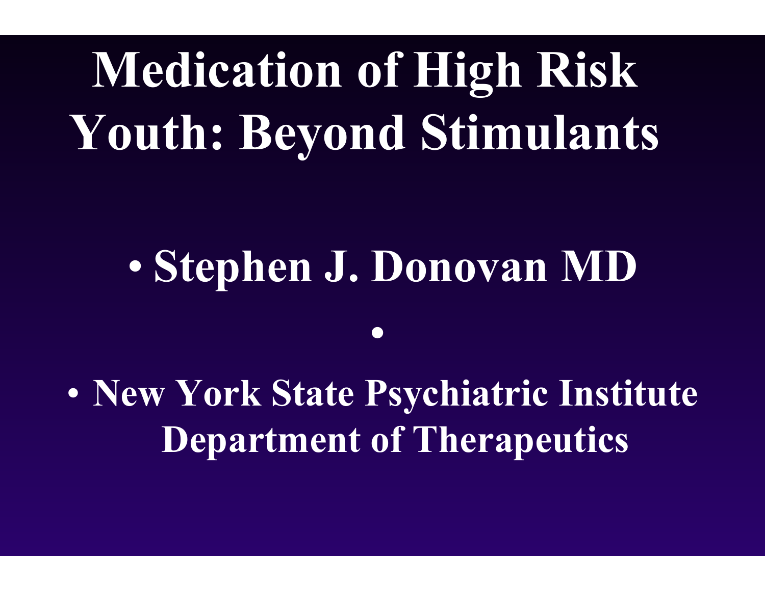# Medication of High Risk Youth: Beyond Stimulants

- Stephen J. Donovan MD
- 
- New York State Psychiatric Institute Department of Therapeutics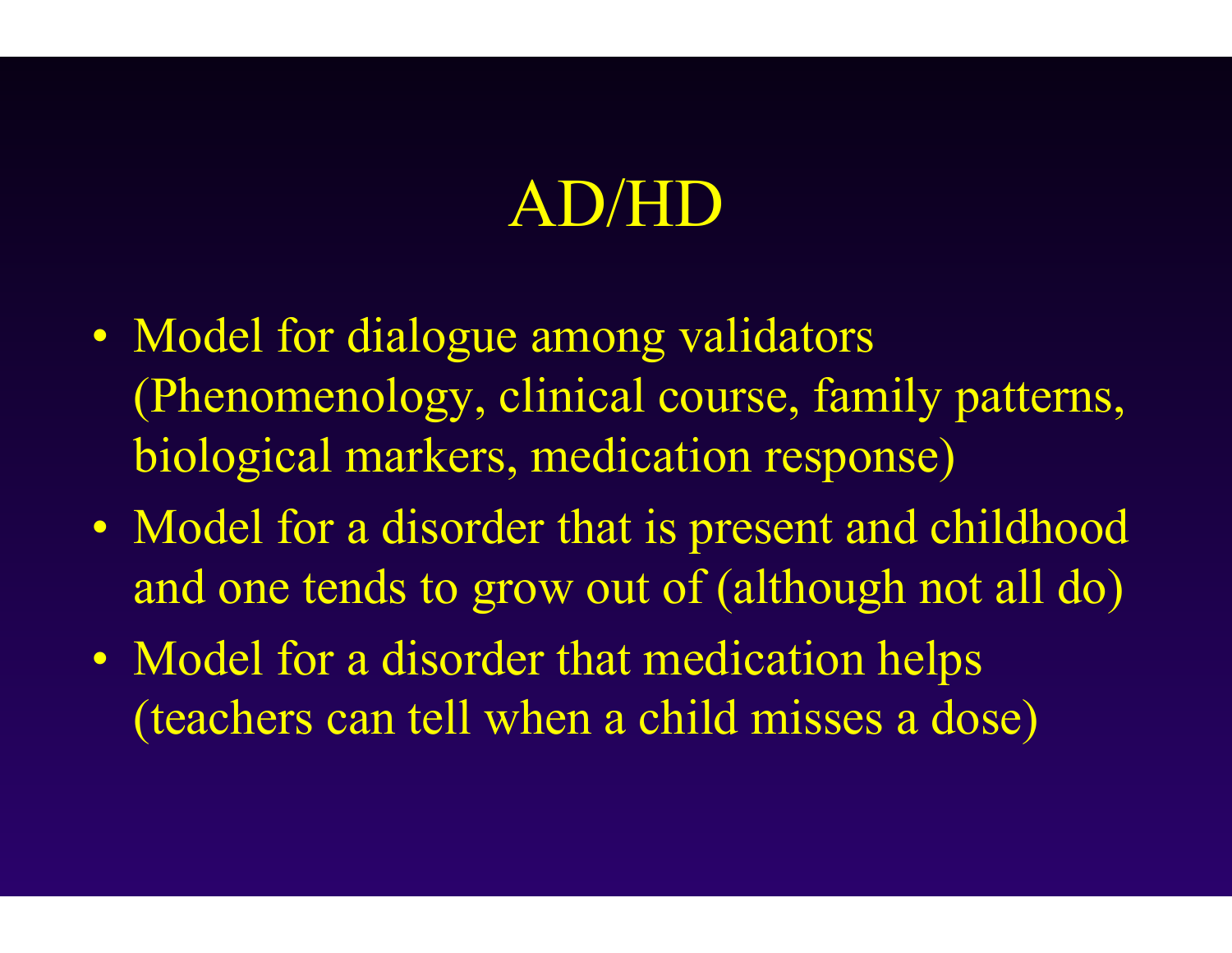# AD/HD

- Model for dialogue among validators (Phenomenology, clinical course, family patterns, biological markers, medication response)
- Model for a disorder that is present and childhood and one tends to grow out of (although not all do)
- Model for a disorder that medication helps (teachers can tell when a child misses a dose)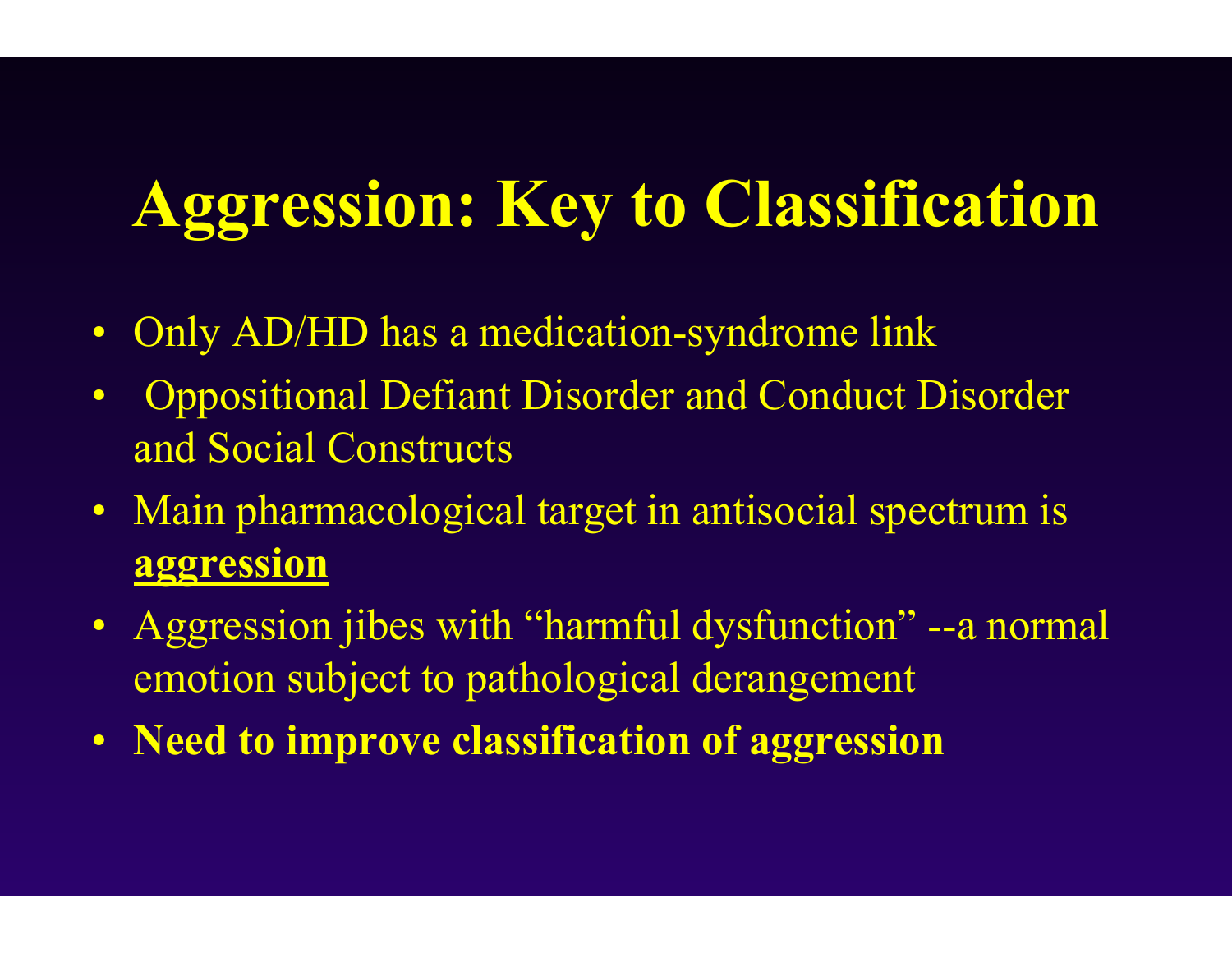# Aggression: Key to Classification

- Only AD/HD has a medication-syndrome link
- Oppositional Defiant Disorder and Conduct Disorder and Social Constructs
- Main pharmacological target in antisocial spectrum is <u>**aggression**</u>
- Aggression jibes with "harmful dysfunction" --a normal emotion subject to pathological derangement
- **Need to improve classification of aggression**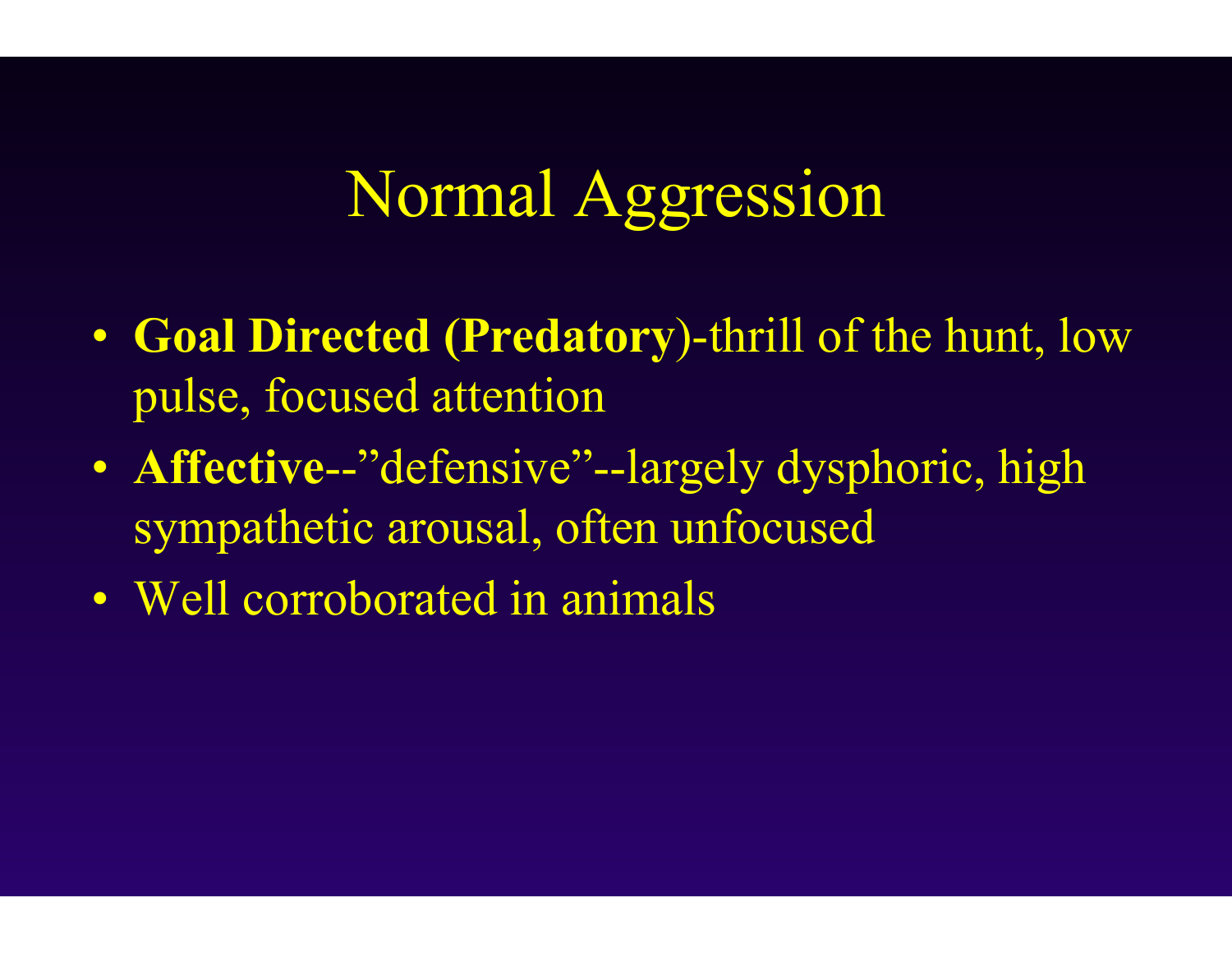# Normal Aggression

- **Goal Directed (Predatory**)-thrill of the hunt, low pulse, focused attention
- **Affective--**"defensive"--largely dysphoric, high sympathetic arousal, often unfocused
- Well corroborated in animals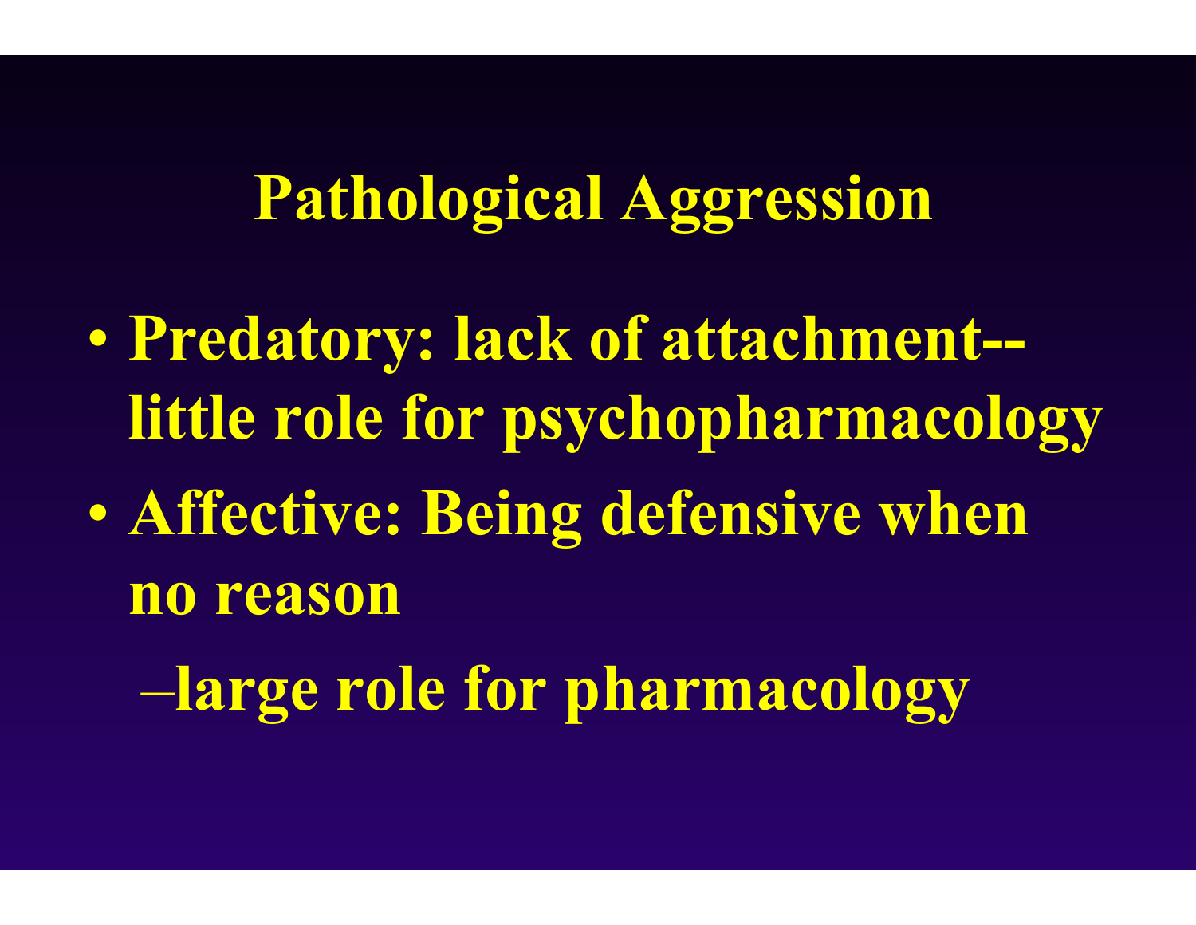# Pathological Aggression

- Predatory: lack of attachment--little role for psychopharmacology
- Affective: Being defensive when no reason
  - –large role for pharmacology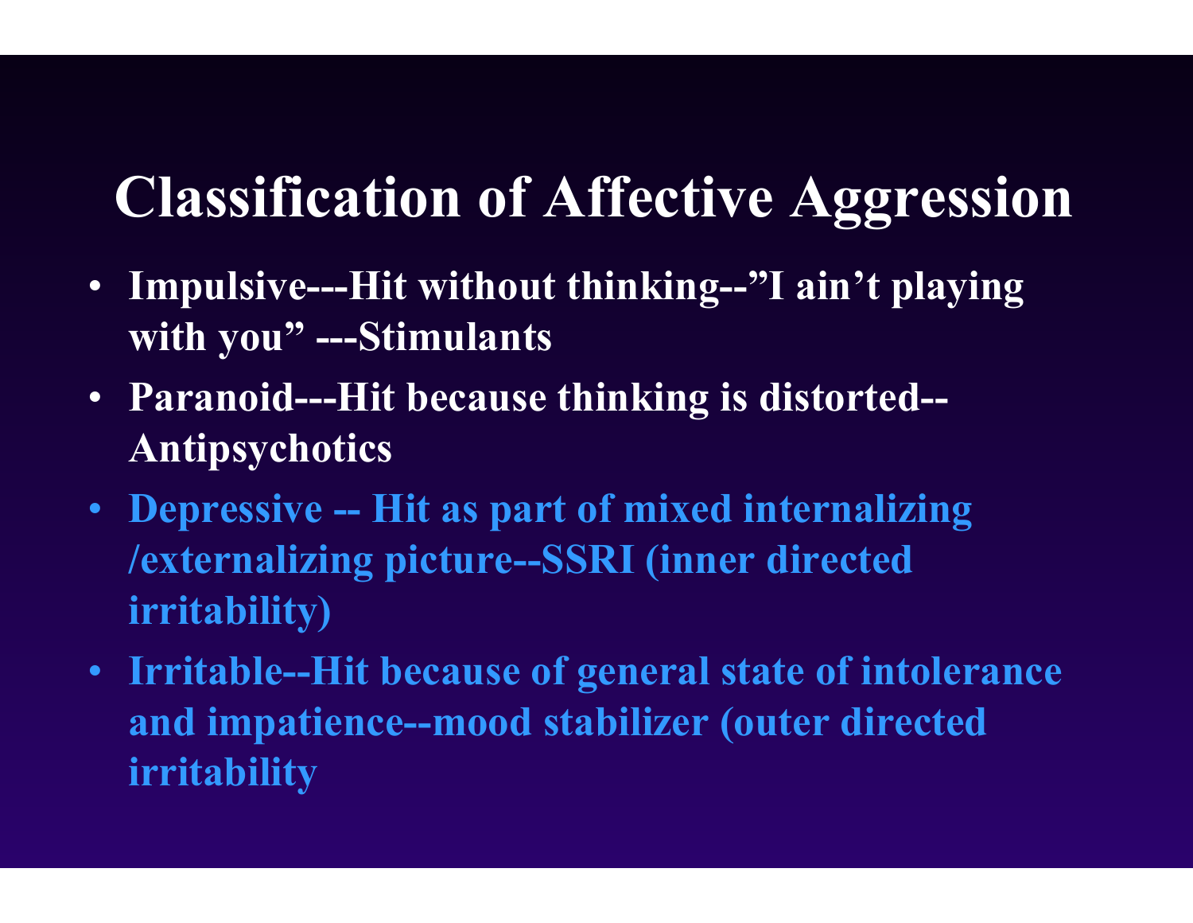# Classification of Affective Aggression

- Impulsive---Hit without thinking--"I ain't playing with you" ---Stimulants
- Paranoid---Hit because thinking is distorted--Antipsychotics
- Depressive -- Hit as part of mixed internalizing /externalizing picture--SSRI (inner directed irritability)
- Irritable--Hit because of general state of intolerance and impatience--mood stabilizer (outer directed irritability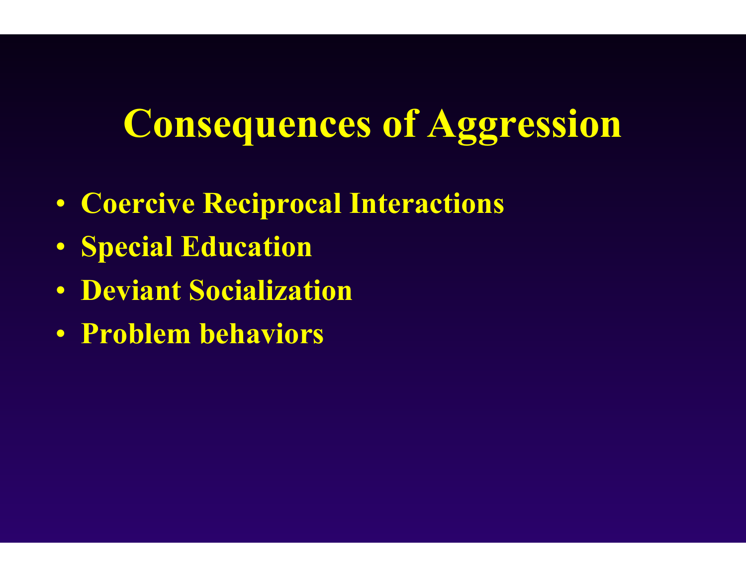# Consequences of Aggression

- **Coercive Reciprocal Interactions**
- **Special Education**
- **Deviant Socialization**
- **Problem behaviors**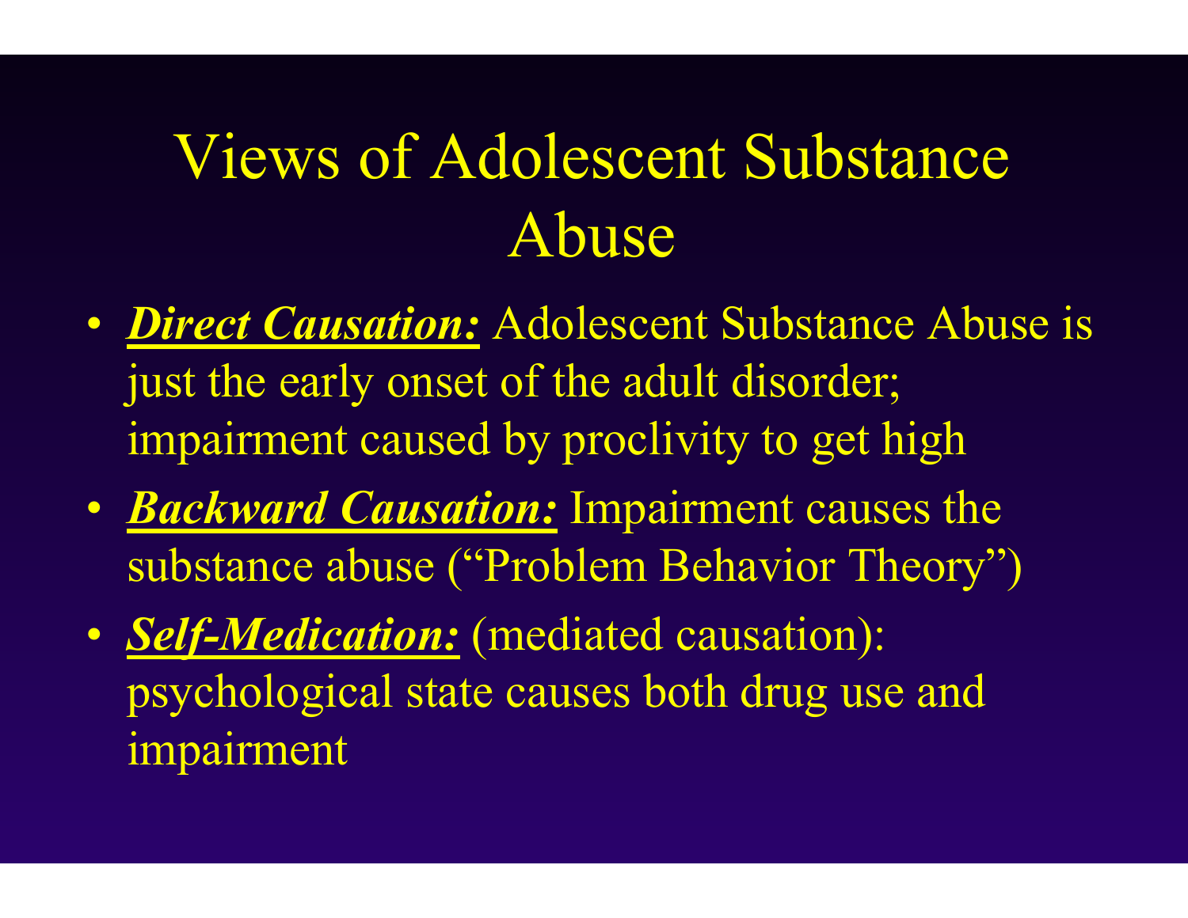# Views of Adolescent Substance Abuse

- ***Direct Causation:*** Adolescent Substance Abuse is just the early onset of the adult disorder; impairment caused by proclivity to get high
- ***Backward Causation:*** Impairment causes the substance abuse ("Problem Behavior Theory")
- ***Self-Medication:*** (mediated causation): psychological state causes both drug use and impairment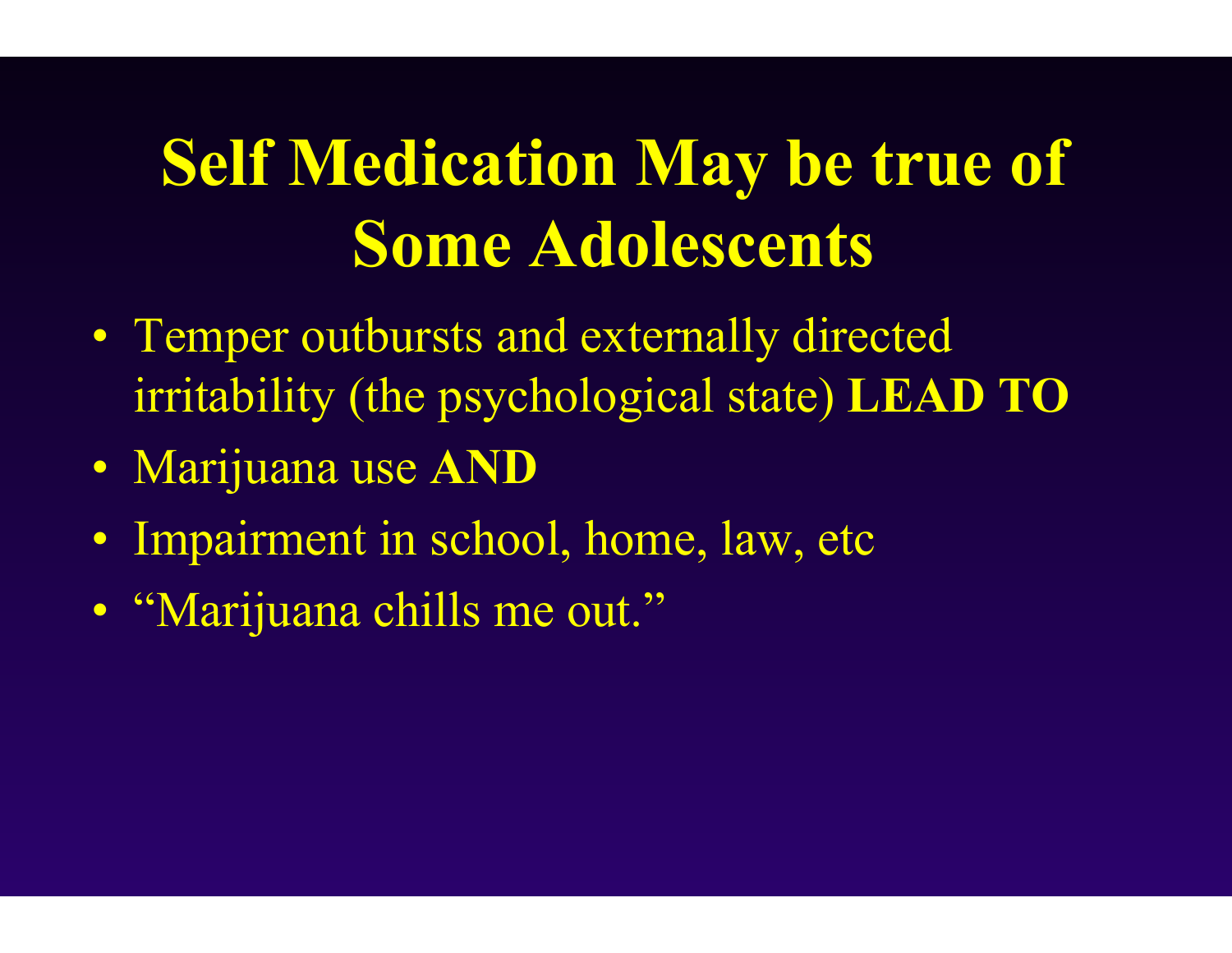# Self Medication May be true of Some Adolescents

- Temper outbursts and externally directed irritability (the psychological state) **LEAD TO**
- Marijuana use **AND**
- Impairment in school, home, law, etc
- "Marijuana chills me out."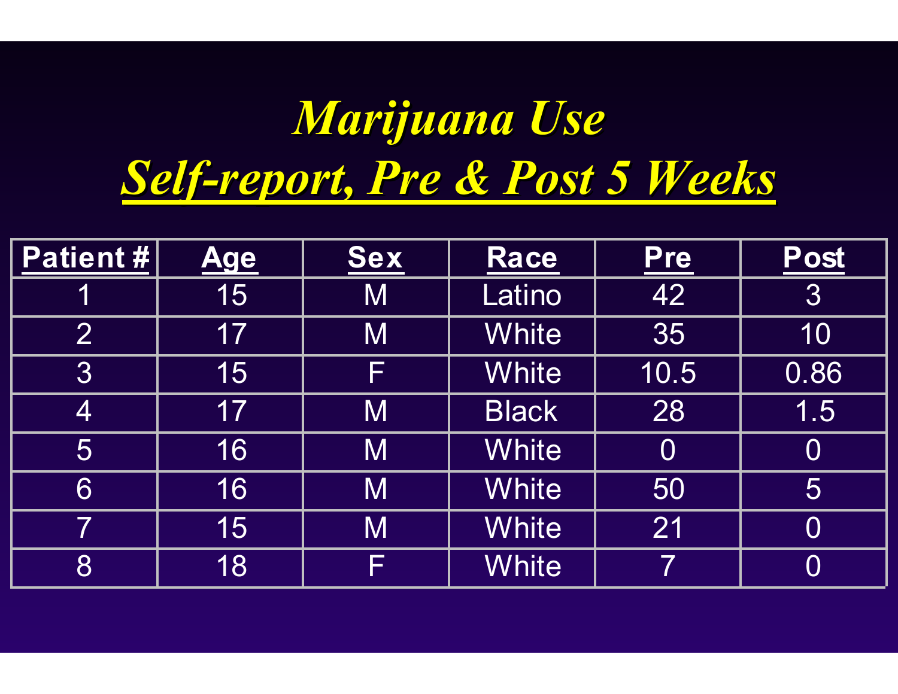# *Marijuana Use*

## *Self-report, Pre & Post 5 Weeks*

| Patient # | Age | Sex | Race | Pre | Post |
|---|---|---|---|---|---|
| 1 | 15 | M | Latino | 42 | 3 |
| 2 | 17 | M | White | 35 | 10 |
| 3 | 15 | F | White | 10.5 | 0.86 |
| 4 | 17 | M | Black | 28 | 1.5 |
| 5 | 16 | M | White | 0 | 0 |
| 6 | 16 | M | White | 50 | 5 |
| 7 | 15 | M | White | 21 | 0 |
| 8 | 18 | F | White | 7 | 0 |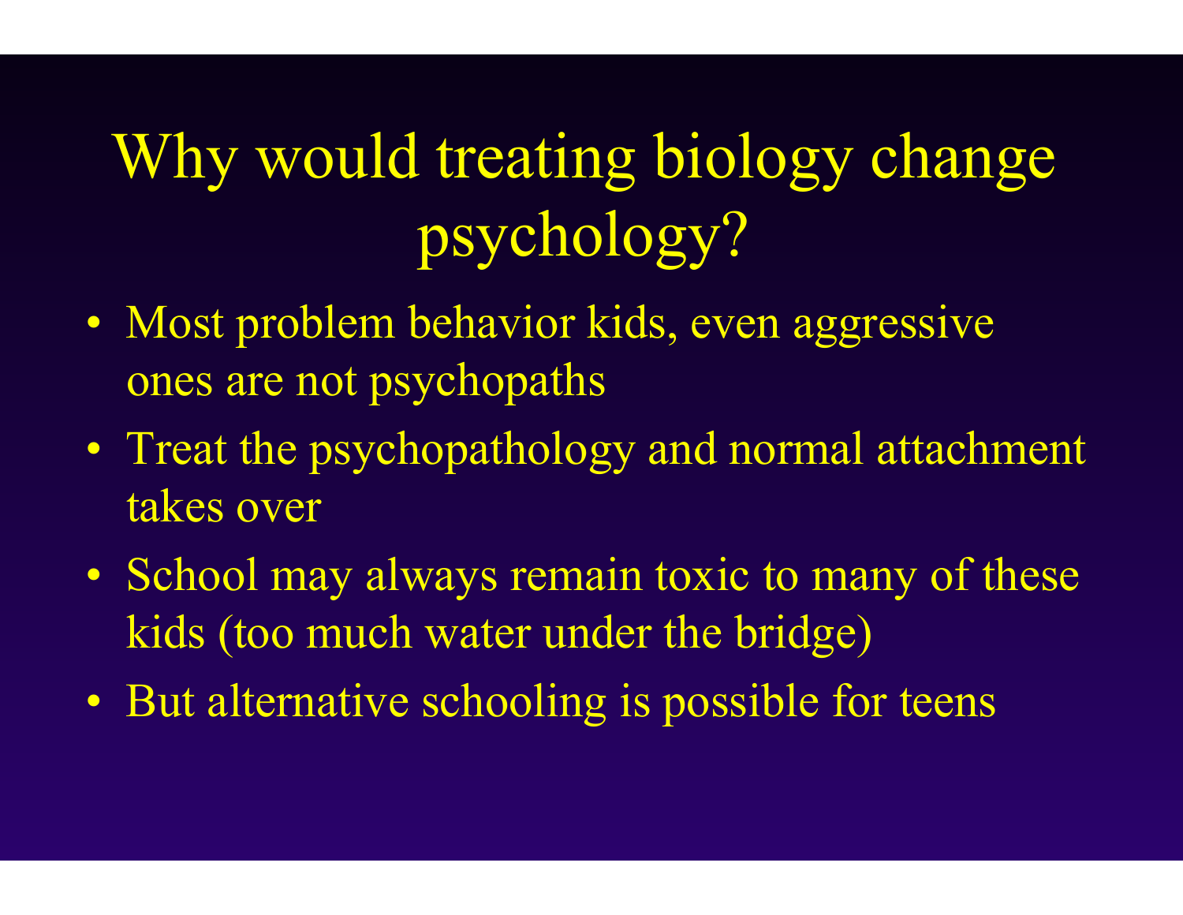# Why would treating biology change psychology?

- Most problem behavior kids, even aggressive ones are not psychopaths
- Treat the psychopathology and normal attachment takes over
- School may always remain toxic to many of these kids (too much water under the bridge)
- But alternative schooling is possible for teens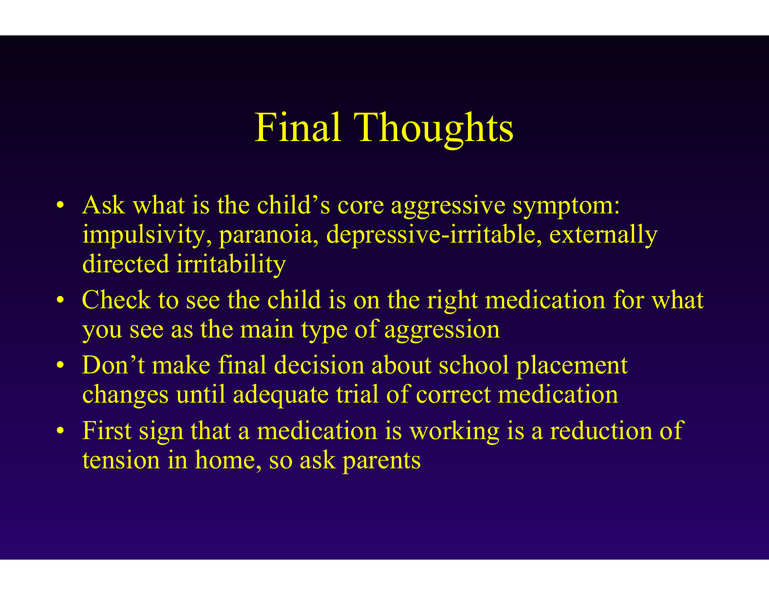# Final Thoughts

- Ask what is the child's core aggressive symptom: impulsivity, paranoia, depressive-irritable, externally directed irritability
- Check to see the child is on the right medication for what you see as the main type of aggression
- Don't make final decision about school placement changes until adequate trial of correct medication
- First sign that a medication is working is a reduction of tension in home, so ask parents